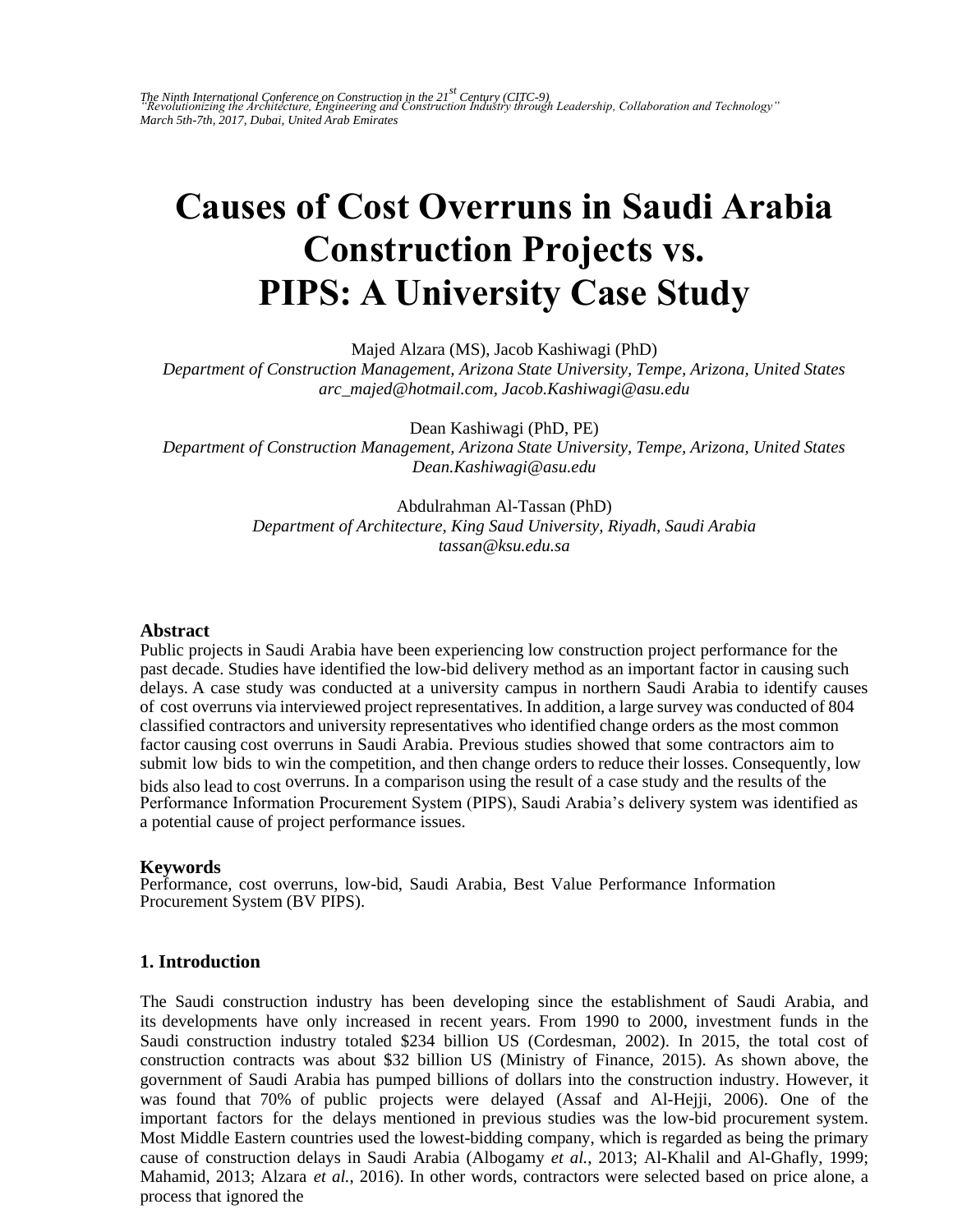# Causes of Cost Overruns in Saudi Arabia Construction Projects vs. PIPS: A University Case Study

Majed Alzara (MS), Jacob Kashiwagi (PhD)
*Department of Construction Management, Arizona State University, Tempe, Arizona, United States*
*arc_majed@hotmail.com, Jacob.Kashiwagi@asu.edu*

Dean Kashiwagi (PhD, PE)
*Department of Construction Management, Arizona State University, Tempe, Arizona, United States*
*Dean.Kashiwagi@asu.edu*

Abdulrahman Al-Tassan (PhD)
*Department of Architecture, King Saud University, Riyadh, Saudi Arabia*
*tassan@ksu.edu.sa*

### Abstract

Public projects in Saudi Arabia have been experiencing low construction project performance for the past decade. Studies have identified the low-bid delivery method as an important factor in causing such delays. A case study was conducted at a university campus in northern Saudi Arabia to identify causes of cost overruns via interviewed project representatives. In addition, a large survey was conducted of 804 classified contractors and university representatives who identified change orders as the most common factor causing cost overruns in Saudi Arabia. Previous studies showed that some contractors aim to submit low bids to win the competition, and then change orders to reduce their losses. Consequently, low bids also lead to cost overruns. In a comparison using the result of a case study and the results of the Performance Information Procurement System (PIPS), Saudi Arabia's delivery system was identified as a potential cause of project performance issues.

### Keywords

Performance, cost overruns, low-bid, Saudi Arabia, Best Value Performance Information Procurement System (BV PIPS).

## 1. Introduction

The Saudi construction industry has been developing since the establishment of Saudi Arabia, and its developments have only increased in recent years. From 1990 to 2000, investment funds in the Saudi construction industry totaled $234 billion US (Cordesman, 2002). In 2015, the total cost of construction contracts was about $32 billion US (Ministry of Finance, 2015). As shown above, the government of Saudi Arabia has pumped billions of dollars into the construction industry. However, it was found that 70% of public projects were delayed (Assaf and Al-Hejji, 2006). One of the important factors for the delays mentioned in previous studies was the low-bid procurement system. Most Middle Eastern countries used the lowest-bidding company, which is regarded as being the primary cause of construction delays in Saudi Arabia (Albogamy *et al.*, 2013; Al-Khalil and Al-Ghafly, 1999; Mahamid, 2013; Alzara *et al.*, 2016). In other words, contractors were selected based on price alone, a process that ignored the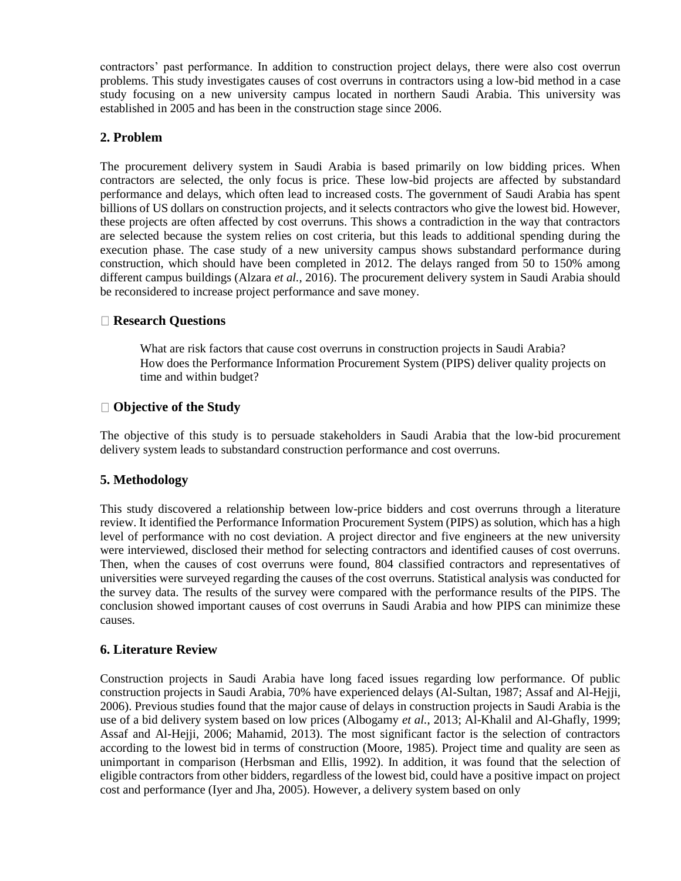contractors' past performance. In addition to construction project delays, there were also cost overrun problems. This study investigates causes of cost overruns in contractors using a low-bid method in a case study focusing on a new university campus located in northern Saudi Arabia. This university was established in 2005 and has been in the construction stage since 2006.

## 2. Problem

The procurement delivery system in Saudi Arabia is based primarily on low bidding prices. When contractors are selected, the only focus is price. These low-bid projects are affected by substandard performance and delays, which often lead to increased costs. The government of Saudi Arabia has spent billions of US dollars on construction projects, and it selects contractors who give the lowest bid. However, these projects are often affected by cost overruns. This shows a contradiction in the way that contractors are selected because the system relies on cost criteria, but this leads to additional spending during the execution phase. The case study of a new university campus shows substandard performance during construction, which should have been completed in 2012. The delays ranged from 50 to 150% among different campus buildings (Alzara *et al.*, 2016). The procurement delivery system in Saudi Arabia should be reconsidered to increase project performance and save money.

## Research Questions

What are risk factors that cause cost overruns in construction projects in Saudi Arabia?
How does the Performance Information Procurement System (PIPS) deliver quality projects on time and within budget?

## Objective of the Study

The objective of this study is to persuade stakeholders in Saudi Arabia that the low-bid procurement delivery system leads to substandard construction performance and cost overruns.

## 5. Methodology

This study discovered a relationship between low-price bidders and cost overruns through a literature review. It identified the Performance Information Procurement System (PIPS) as solution, which has a high level of performance with no cost deviation. A project director and five engineers at the new university were interviewed, disclosed their method for selecting contractors and identified causes of cost overruns. Then, when the causes of cost overruns were found, 804 classified contractors and representatives of universities were surveyed regarding the causes of the cost overruns. Statistical analysis was conducted for the survey data. The results of the survey were compared with the performance results of the PIPS. The conclusion showed important causes of cost overruns in Saudi Arabia and how PIPS can minimize these causes.

## 6. Literature Review

Construction projects in Saudi Arabia have long faced issues regarding low performance. Of public construction projects in Saudi Arabia, 70% have experienced delays (Al-Sultan, 1987; Assaf and Al-Hejji, 2006). Previous studies found that the major cause of delays in construction projects in Saudi Arabia is the use of a bid delivery system based on low prices (Albogamy *et al.*, 2013; Al-Khalil and Al-Ghafly, 1999; Assaf and Al-Hejji, 2006; Mahamid, 2013). The most significant factor is the selection of contractors according to the lowest bid in terms of construction (Moore, 1985). Project time and quality are seen as unimportant in comparison (Herbsman and Ellis, 1992). In addition, it was found that the selection of eligible contractors from other bidders, regardless of the lowest bid, could have a positive impact on project cost and performance (Iyer and Jha, 2005). However, a delivery system based on only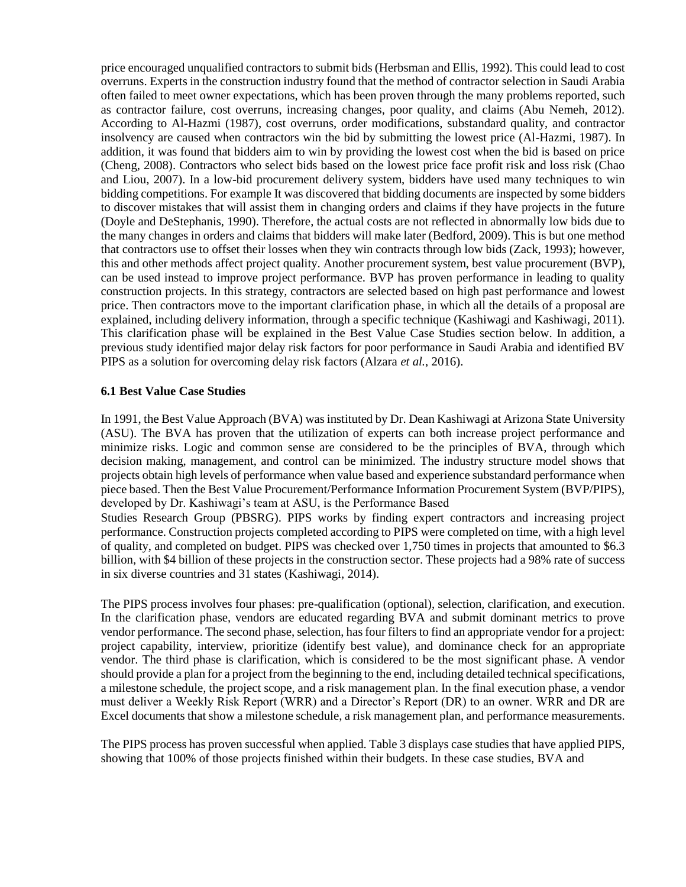price encouraged unqualified contractors to submit bids (Herbsman and Ellis, 1992). This could lead to cost overruns. Experts in the construction industry found that the method of contractor selection in Saudi Arabia often failed to meet owner expectations, which has been proven through the many problems reported, such as contractor failure, cost overruns, increasing changes, poor quality, and claims (Abu Nemeh, 2012). According to Al-Hazmi (1987), cost overruns, order modifications, substandard quality, and contractor insolvency are caused when contractors win the bid by submitting the lowest price (Al-Hazmi, 1987). In addition, it was found that bidders aim to win by providing the lowest cost when the bid is based on price (Cheng, 2008). Contractors who select bids based on the lowest price face profit risk and loss risk (Chao and Liou, 2007). In a low-bid procurement delivery system, bidders have used many techniques to win bidding competitions. For example It was discovered that bidding documents are inspected by some bidders to discover mistakes that will assist them in changing orders and claims if they have projects in the future (Doyle and DeStephanis, 1990). Therefore, the actual costs are not reflected in abnormally low bids due to the many changes in orders and claims that bidders will make later (Bedford, 2009). This is but one method that contractors use to offset their losses when they win contracts through low bids (Zack, 1993); however, this and other methods affect project quality. Another procurement system, best value procurement (BVP), can be used instead to improve project performance. BVP has proven performance in leading to quality construction projects. In this strategy, contractors are selected based on high past performance and lowest price. Then contractors move to the important clarification phase, in which all the details of a proposal are explained, including delivery information, through a specific technique (Kashiwagi and Kashiwagi, 2011). This clarification phase will be explained in the Best Value Case Studies section below. In addition, a previous study identified major delay risk factors for poor performance in Saudi Arabia and identified BV PIPS as a solution for overcoming delay risk factors (Alzara *et al.*, 2016).

### 6.1 Best Value Case Studies

In 1991, the Best Value Approach (BVA) was instituted by Dr. Dean Kashiwagi at Arizona State University (ASU). The BVA has proven that the utilization of experts can both increase project performance and minimize risks. Logic and common sense are considered to be the principles of BVA, through which decision making, management, and control can be minimized. The industry structure model shows that projects obtain high levels of performance when value based and experience substandard performance when piece based. Then the Best Value Procurement/Performance Information Procurement System (BVP/PIPS), developed by Dr. Kashiwagi's team at ASU, is the Performance Based Studies Research Group (PBSRG). PIPS works by finding expert contractors and increasing project performance. Construction projects completed according to PIPS were completed on time, with a high level of quality, and completed on budget. PIPS was checked over 1,750 times in projects that amounted to \$6.3 billion, with \$4 billion of these projects in the construction sector. These projects had a 98% rate of success in six diverse countries and 31 states (Kashiwagi, 2014).

The PIPS process involves four phases: pre-qualification (optional), selection, clarification, and execution. In the clarification phase, vendors are educated regarding BVA and submit dominant metrics to prove vendor performance. The second phase, selection, has four filters to find an appropriate vendor for a project: project capability, interview, prioritize (identify best value), and dominance check for an appropriate vendor. The third phase is clarification, which is considered to be the most significant phase. A vendor should provide a plan for a project from the beginning to the end, including detailed technical specifications, a milestone schedule, the project scope, and a risk management plan. In the final execution phase, a vendor must deliver a Weekly Risk Report (WRR) and a Director's Report (DR) to an owner. WRR and DR are Excel documents that show a milestone schedule, a risk management plan, and performance measurements.

The PIPS process has proven successful when applied. Table 3 displays case studies that have applied PIPS, showing that 100% of those projects finished within their budgets. In these case studies, BVA and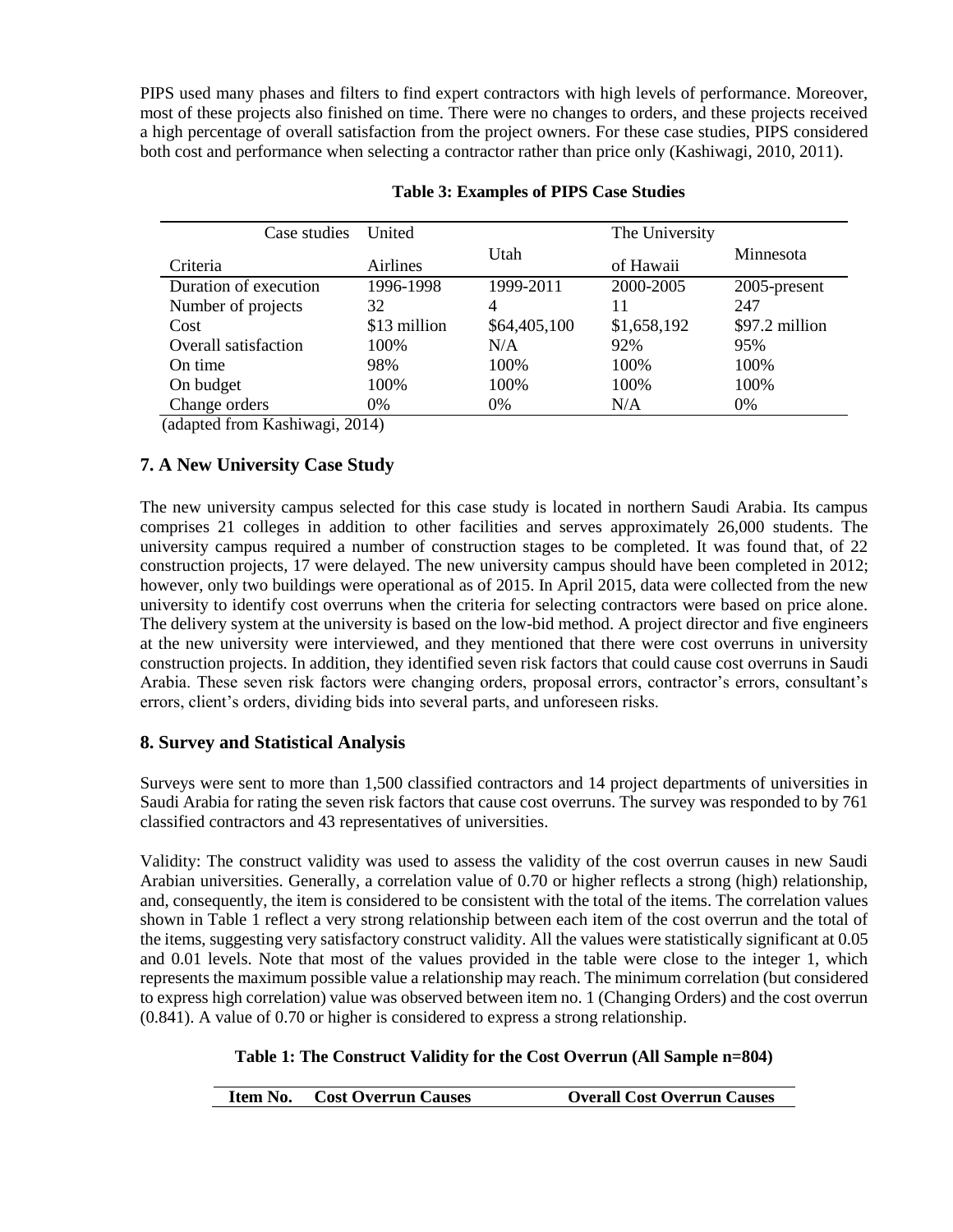PIPS used many phases and filters to find expert contractors with high levels of performance. Moreover, most of these projects also finished on time. There were no changes to orders, and these projects received a high percentage of overall satisfaction from the project owners. For these case studies, PIPS considered both cost and performance when selecting a contractor rather than price only (Kashiwagi, 2010, 2011).

**Table 3: Examples of PIPS Case Studies**

| Case studies / Criteria | United Airlines | Utah | The University of Hawaii | Minnesota |
|---|---|---|---|---|
| Duration of execution | 1996-1998 | 1999-2011 | 2000-2005 | 2005-present |
| Number of projects | 32 | 4 | 11 | 247 |
| Cost | $13 million | $64,405,100 | $1,658,192 | $97.2 million |
| Overall satisfaction | 100% | N/A | 92% | 95% |
| On time | 98% | 100% | 100% | 100% |
| On budget | 100% | 100% | 100% | 100% |
| Change orders | 0% | 0% | N/A | 0% |

(adapted from Kashiwagi, 2014)

## 7. A New University Case Study

The new university campus selected for this case study is located in northern Saudi Arabia. Its campus comprises 21 colleges in addition to other facilities and serves approximately 26,000 students. The university campus required a number of construction stages to be completed. It was found that, of 22 construction projects, 17 were delayed. The new university campus should have been completed in 2012; however, only two buildings were operational as of 2015. In April 2015, data were collected from the new university to identify cost overruns when the criteria for selecting contractors were based on price alone. The delivery system at the university is based on the low-bid method. A project director and five engineers at the new university were interviewed, and they mentioned that there were cost overruns in university construction projects. In addition, they identified seven risk factors that could cause cost overruns in Saudi Arabia. These seven risk factors were changing orders, proposal errors, contractor's errors, consultant's errors, client's orders, dividing bids into several parts, and unforeseen risks.

## 8. Survey and Statistical Analysis

Surveys were sent to more than 1,500 classified contractors and 14 project departments of universities in Saudi Arabia for rating the seven risk factors that cause cost overruns. The survey was responded to by 761 classified contractors and 43 representatives of universities.

Validity: The construct validity was used to assess the validity of the cost overrun causes in new Saudi Arabian universities. Generally, a correlation value of 0.70 or higher reflects a strong (high) relationship, and, consequently, the item is considered to be consistent with the total of the items. The correlation values shown in Table 1 reflect a very strong relationship between each item of the cost overrun and the total of the items, suggesting very satisfactory construct validity. All the values were statistically significant at 0.05 and 0.01 levels. Note that most of the values provided in the table were close to the integer 1, which represents the maximum possible value a relationship may reach. The minimum correlation (but considered to express high correlation) value was observed between item no. 1 (Changing Orders) and the cost overrun (0.841). A value of 0.70 or higher is considered to express a strong relationship.

**Table 1: The Construct Validity for the Cost Overrun (All Sample n=804)**

| Item No. | Cost Overrun Causes | Overall Cost Overrun Causes |
|---|---|---|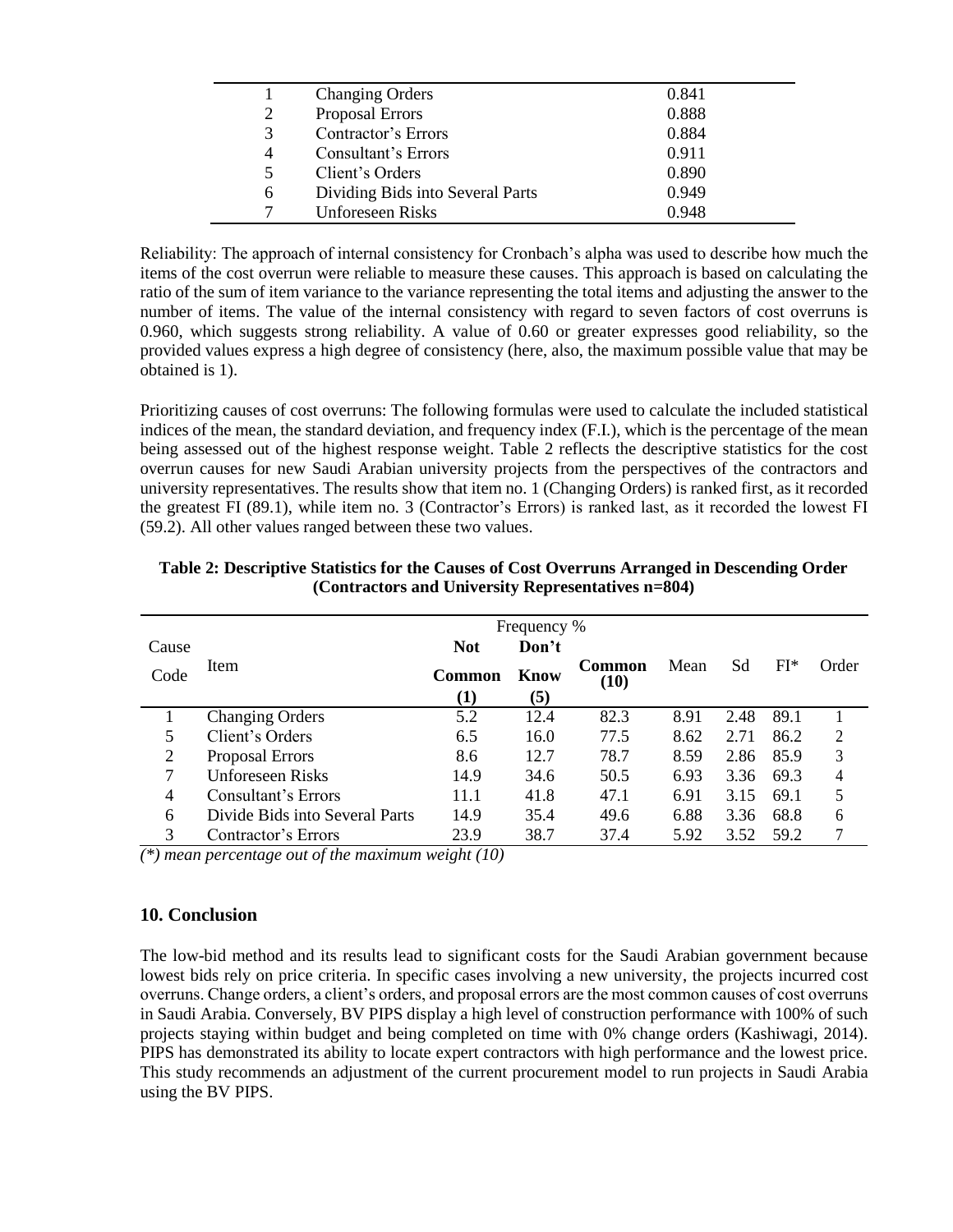| | | |
|---|---|---|
| 1 | Changing Orders | 0.841 |
| 2 | Proposal Errors | 0.888 |
| 3 | Contractor's Errors | 0.884 |
| 4 | Consultant's Errors | 0.911 |
| 5 | Client's Orders | 0.890 |
| 6 | Dividing Bids into Several Parts | 0.949 |
| 7 | Unforeseen Risks | 0.948 |

Reliability: The approach of internal consistency for Cronbach's alpha was used to describe how much the items of the cost overrun were reliable to measure these causes. This approach is based on calculating the ratio of the sum of item variance to the variance representing the total items and adjusting the answer to the number of items. The value of the internal consistency with regard to seven factors of cost overruns is 0.960, which suggests strong reliability. A value of 0.60 or greater expresses good reliability, so the provided values express a high degree of consistency (here, also, the maximum possible value that may be obtained is 1).

Prioritizing causes of cost overruns: The following formulas were used to calculate the included statistical indices of the mean, the standard deviation, and frequency index (F.I.), which is the percentage of the mean being assessed out of the highest response weight. Table 2 reflects the descriptive statistics for the cost overrun causes for new Saudi Arabian university projects from the perspectives of the contractors and university representatives. The results show that item no. 1 (Changing Orders) is ranked first, as it recorded the greatest FI (89.1), while item no. 3 (Contractor's Errors) is ranked last, as it recorded the lowest FI (59.2). All other values ranged between these two values.

**Table 2: Descriptive Statistics for the Causes of Cost Overruns Arranged in Descending Order (Contractors and University Representatives n=804)**

| Cause Code | Item | Frequency % | | | Mean | Sd | FI* | Order |
|---|---|---|---|---|---|---|---|---|
| | | **Not Common (1)** | **Don't Know (5)** | **Common (10)** | | | | |
| 1 | Changing Orders | 5.2 | 12.4 | 82.3 | 8.91 | 2.48 | 89.1 | 1 |
| 5 | Client's Orders | 6.5 | 16.0 | 77.5 | 8.62 | 2.71 | 86.2 | 2 |
| 2 | Proposal Errors | 8.6 | 12.7 | 78.7 | 8.59 | 2.86 | 85.9 | 3 |
| 7 | Unforeseen Risks | 14.9 | 34.6 | 50.5 | 6.93 | 3.36 | 69.3 | 4 |
| 4 | Consultant's Errors | 11.1 | 41.8 | 47.1 | 6.91 | 3.15 | 69.1 | 5 |
| 6 | Divide Bids into Several Parts | 14.9 | 35.4 | 49.6 | 6.88 | 3.36 | 68.8 | 6 |
| 3 | Contractor's Errors | 23.9 | 38.7 | 37.4 | 5.92 | 3.52 | 59.2 | 7 |

*(\*) mean percentage out of the maximum weight (10)*

## 10. Conclusion

The low-bid method and its results lead to significant costs for the Saudi Arabian government because lowest bids rely on price criteria. In specific cases involving a new university, the projects incurred cost overruns. Change orders, a client's orders, and proposal errors are the most common causes of cost overruns in Saudi Arabia. Conversely, BV PIPS display a high level of construction performance with 100% of such projects staying within budget and being completed on time with 0% change orders (Kashiwagi, 2014). PIPS has demonstrated its ability to locate expert contractors with high performance and the lowest price. This study recommends an adjustment of the current procurement model to run projects in Saudi Arabia using the BV PIPS.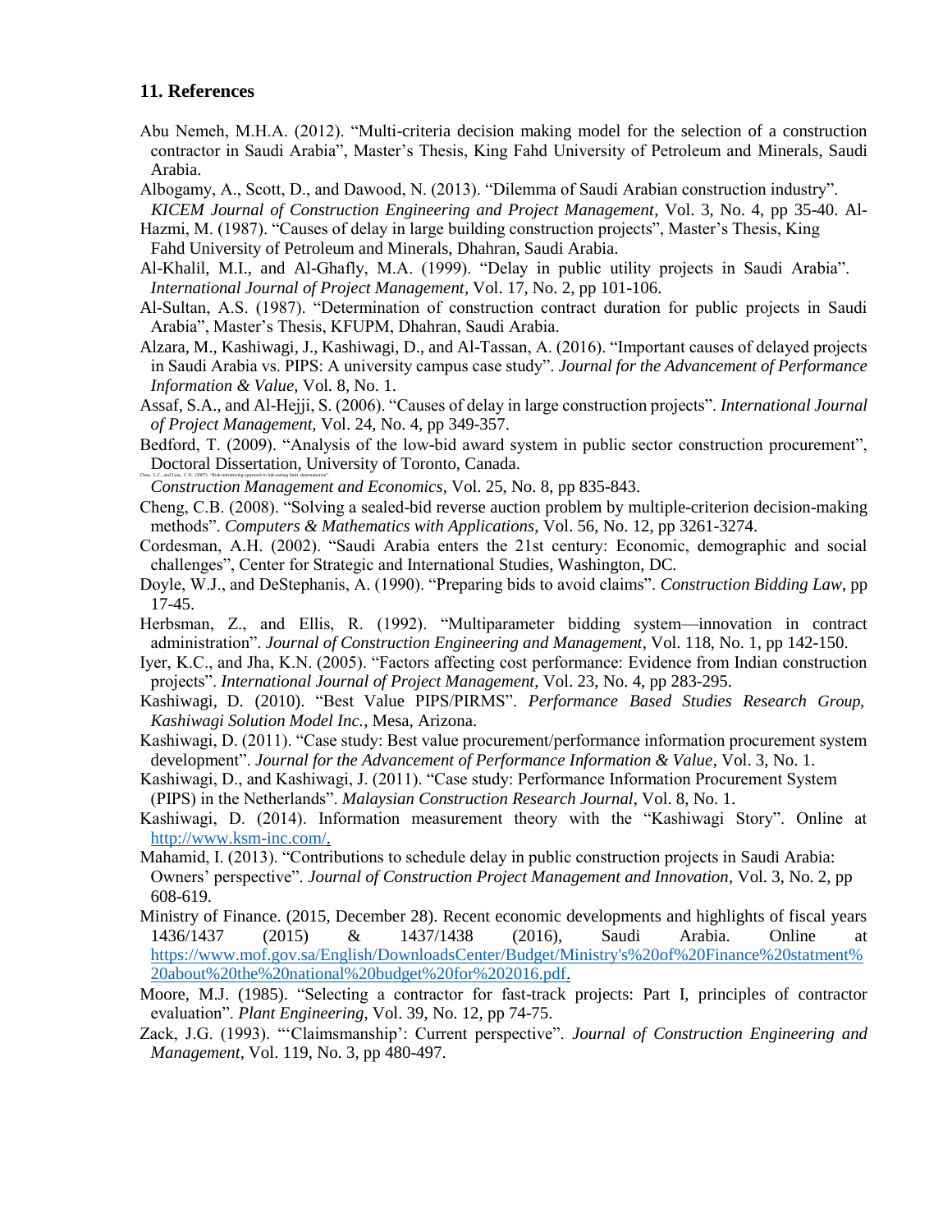## 11. References

Abu Nemeh, M.H.A. (2012). "Multi-criteria decision making model for the selection of a construction contractor in Saudi Arabia", Master's Thesis, King Fahd University of Petroleum and Minerals, Saudi Arabia.

Albogamy, A., Scott, D., and Dawood, N. (2013). "Dilemma of Saudi Arabian construction industry". *KICEM Journal of Construction Engineering and Project Management*, Vol. 3, No. 4, pp 35-40.

Al-Hazmi, M. (1987). "Causes of delay in large building construction projects", Master's Thesis, King Fahd University of Petroleum and Minerals, Dhahran, Saudi Arabia.

Al-Khalil, M.I., and Al-Ghafly, M.A. (1999). "Delay in public utility projects in Saudi Arabia". *International Journal of Project Management*, Vol. 17, No. 2, pp 101-106.

Al-Sultan, A.S. (1987). "Determination of construction contract duration for public projects in Saudi Arabia", Master's Thesis, KFUPM, Dhahran, Saudi Arabia.

Alzara, M., Kashiwagi, J., Kashiwagi, D., and Al-Tassan, A. (2016). "Important causes of delayed projects in Saudi Arabia vs. PIPS: A university campus case study". *Journal for the Advancement of Performance Information & Value*, Vol. 8, No. 1.

Assaf, S.A., and Al-Hejji, S. (2006). "Causes of delay in large construction projects". *International Journal of Project Management,* Vol. 24, No. 4, pp 349-357.

Bedford, T. (2009). "Analysis of the low-bid award system in public sector construction procurement", Doctoral Dissertation, University of Toronto, Canada.

Chao, L.C., and Liou, C.N. (2007). "Risk-minimizing approach to bid-cutting limit determination". *Construction Management and Economics*, Vol. 25, No. 8, pp 835-843.

Cheng, C.B. (2008). "Solving a sealed-bid reverse auction problem by multiple-criterion decision-making methods". *Computers & Mathematics with Applications*, Vol. 56, No. 12, pp 3261-3274.

Cordesman, A.H. (2002). "Saudi Arabia enters the 21st century: Economic, demographic and social challenges", Center for Strategic and International Studies, Washington, DC.

Doyle, W.J., and DeStephanis, A. (1990). "Preparing bids to avoid claims". *Construction Bidding Law*, pp 17-45.

Herbsman, Z., and Ellis, R. (1992). "Multiparameter bidding system—innovation in contract administration". *Journal of Construction Engineering and Management*, Vol. 118, No. 1, pp 142-150.

Iyer, K.C., and Jha, K.N. (2005). "Factors affecting cost performance: Evidence from Indian construction projects". *International Journal of Project Management*, Vol. 23, No. 4, pp 283-295.

Kashiwagi, D. (2010). "Best Value PIPS/PIRMS". *Performance Based Studies Research Group, Kashiwagi Solution Model Inc.*, Mesa, Arizona.

Kashiwagi, D. (2011). "Case study: Best value procurement/performance information procurement system development". *Journal for the Advancement of Performance Information & Value*, Vol. 3, No. 1.

Kashiwagi, D., and Kashiwagi, J. (2011). "Case study: Performance Information Procurement System (PIPS) in the Netherlands". *Malaysian Construction Research Journal*, Vol. 8, No. 1.

Kashiwagi, D. (2014). Information measurement theory with the "Kashiwagi Story". Online at http://www.ksm-inc.com/.

Mahamid, I. (2013). "Contributions to schedule delay in public construction projects in Saudi Arabia: Owners' perspective". *Journal of Construction Project Management and Innovation*, Vol. 3, No. 2, pp 608-619.

Ministry of Finance. (2015, December 28). Recent economic developments and highlights of fiscal years 1436/1437 (2015) & 1437/1438 (2016), Saudi Arabia. Online at https://www.mof.gov.sa/English/DownloadsCenter/Budget/Ministry's%20of%20Finance%20statment%20about%20the%20national%20budget%20for%202016.pdf.

Moore, M.J. (1985). "Selecting a contractor for fast-track projects: Part I, principles of contractor evaluation". *Plant Engineering*, Vol. 39, No. 12, pp 74-75.

Zack, J.G. (1993). "'Claimsmanship': Current perspective". *Journal of Construction Engineering and Management*, Vol. 119, No. 3, pp 480-497.